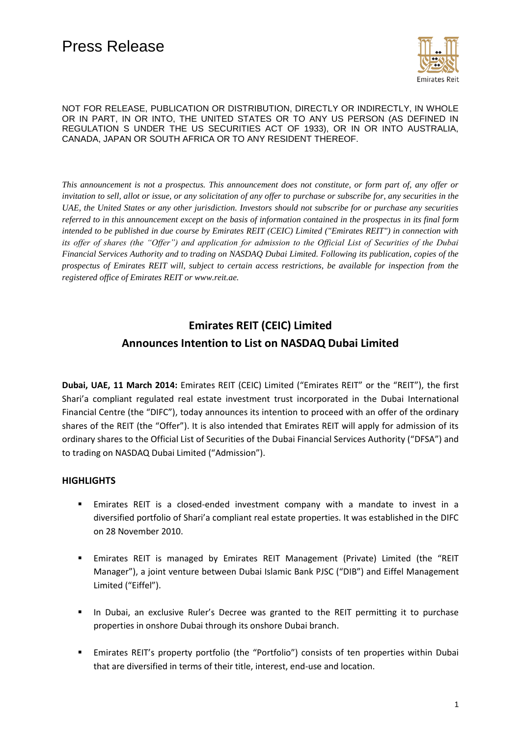# Press Release

NOT FOR RELEASE, PUBLICATION OR DISTRIBUTION, DIRECTLY OR INDIRECTLY, IN WHOLE OR IN PART, IN OR INTO, THE UNITED STATES OR TO ANY US PERSON (AS DEFINED IN REGULATION S UNDER THE US SECURITIES ACT OF 1933), OR IN OR INTO AUSTRALIA, CANADA, JAPAN OR SOUTH AFRICA OR TO ANY RESIDENT THEREOF.

*This announcement is not a prospectus. This announcement does not constitute, or form part of, any offer or invitation to sell, allot or issue, or any solicitation of any offer to purchase or subscribe for, any securities in the UAE, the United States or any other jurisdiction. Investors should not subscribe for or purchase any securities referred to in this announcement except on the basis of information contained in the prospectus in its final form intended to be published in due course by Emirates REIT (CEIC) Limited ("Emirates REIT") in connection with its offer of shares (the "Offer") and application for admission to the Official List of Securities of the Dubai Financial Services Authority and to trading on NASDAQ Dubai Limited. Following its publication, copies of the prospectus of Emirates REIT will, subject to certain access restrictions, be available for inspection from the registered office of Emirates REIT or www.reit.ae.*

## Emirates REIT (CEIC) Limited
## Announces Intention to List on NASDAQ Dubai Limited

**Dubai, UAE, 11 March 2014:** Emirates REIT (CEIC) Limited ("Emirates REIT" or the "REIT"), the first Shari'a compliant regulated real estate investment trust incorporated in the Dubai International Financial Centre (the "DIFC"), today announces its intention to proceed with an offer of the ordinary shares of the REIT (the "Offer"). It is also intended that Emirates REIT will apply for admission of its ordinary shares to the Official List of Securities of the Dubai Financial Services Authority ("DFSA") and to trading on NASDAQ Dubai Limited ("Admission").

### HIGHLIGHTS

- Emirates REIT is a closed-ended investment company with a mandate to invest in a diversified portfolio of Shari'a compliant real estate properties. It was established in the DIFC on 28 November 2010.
- Emirates REIT is managed by Emirates REIT Management (Private) Limited (the "REIT Manager"), a joint venture between Dubai Islamic Bank PJSC ("DIB") and Eiffel Management Limited ("Eiffel").
- In Dubai, an exclusive Ruler's Decree was granted to the REIT permitting it to purchase properties in onshore Dubai through its onshore Dubai branch.
- Emirates REIT's property portfolio (the "Portfolio") consists of ten properties within Dubai that are diversified in terms of their title, interest, end-use and location.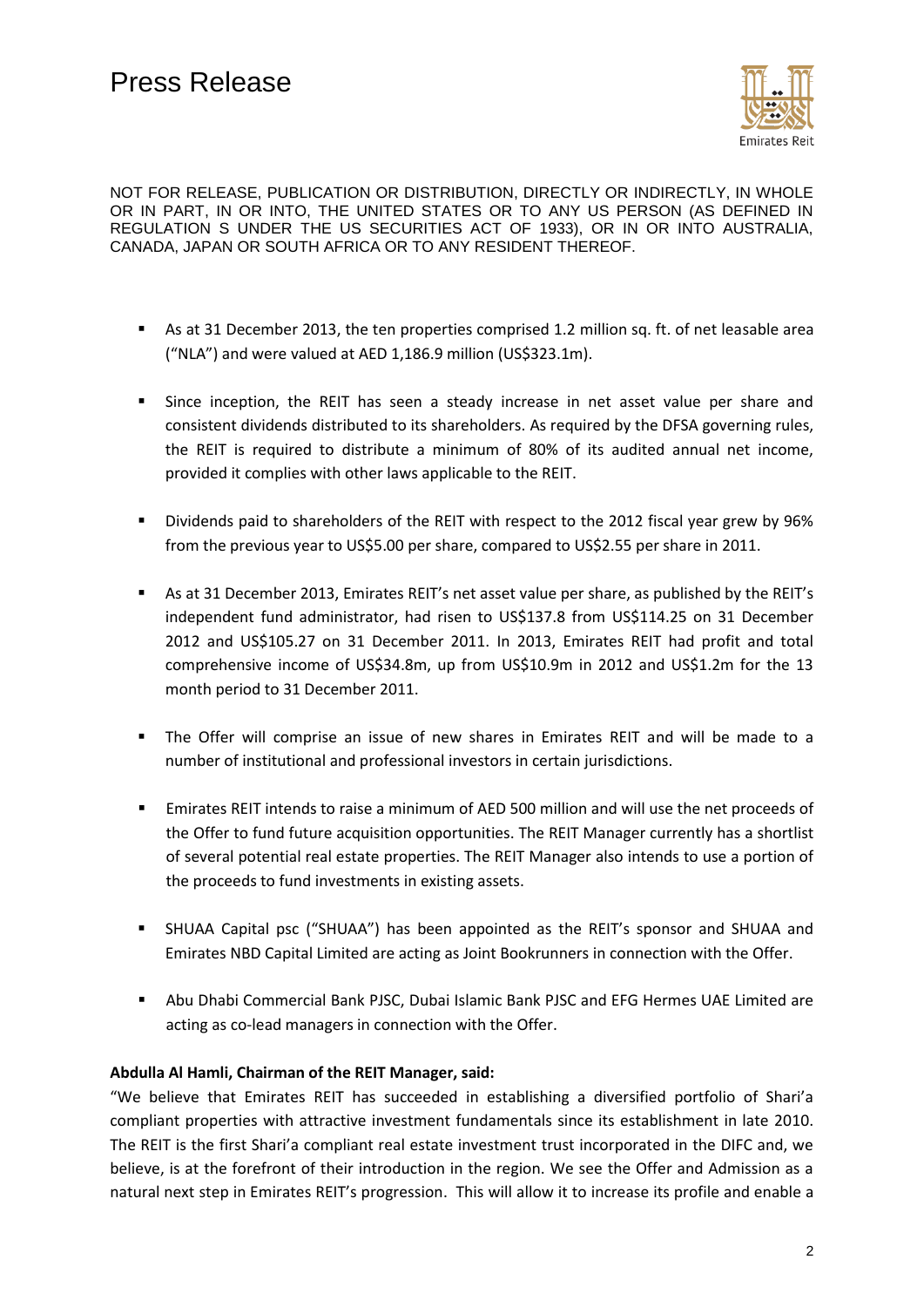NOT FOR RELEASE, PUBLICATION OR DISTRIBUTION, DIRECTLY OR INDIRECTLY, IN WHOLE OR IN PART, IN OR INTO, THE UNITED STATES OR TO ANY US PERSON (AS DEFINED IN REGULATION S UNDER THE US SECURITIES ACT OF 1933), OR IN OR INTO AUSTRALIA, CANADA, JAPAN OR SOUTH AFRICA OR TO ANY RESIDENT THEREOF.

- As at 31 December 2013, the ten properties comprised 1.2 million sq. ft. of net leasable area ("NLA") and were valued at AED 1,186.9 million (US$323.1m).
- Since inception, the REIT has seen a steady increase in net asset value per share and consistent dividends distributed to its shareholders. As required by the DFSA governing rules, the REIT is required to distribute a minimum of 80% of its audited annual net income, provided it complies with other laws applicable to the REIT.
- Dividends paid to shareholders of the REIT with respect to the 2012 fiscal year grew by 96% from the previous year to US$5.00 per share, compared to US$2.55 per share in 2011.
- As at 31 December 2013, Emirates REIT's net asset value per share, as published by the REIT's independent fund administrator, had risen to US$137.8 from US$114.25 on 31 December 2012 and US$105.27 on 31 December 2011. In 2013, Emirates REIT had profit and total comprehensive income of US$34.8m, up from US$10.9m in 2012 and US$1.2m for the 13 month period to 31 December 2011.
- The Offer will comprise an issue of new shares in Emirates REIT and will be made to a number of institutional and professional investors in certain jurisdictions.
- Emirates REIT intends to raise a minimum of AED 500 million and will use the net proceeds of the Offer to fund future acquisition opportunities. The REIT Manager currently has a shortlist of several potential real estate properties. The REIT Manager also intends to use a portion of the proceeds to fund investments in existing assets.
- SHUAA Capital psc ("SHUAA") has been appointed as the REIT's sponsor and SHUAA and Emirates NBD Capital Limited are acting as Joint Bookrunners in connection with the Offer.
- Abu Dhabi Commercial Bank PJSC, Dubai Islamic Bank PJSC and EFG Hermes UAE Limited are acting as co-lead managers in connection with the Offer.

**Abdulla Al Hamli, Chairman of the REIT Manager, said:**

"We believe that Emirates REIT has succeeded in establishing a diversified portfolio of Shari'a compliant properties with attractive investment fundamentals since its establishment in late 2010. The REIT is the first Shari'a compliant real estate investment trust incorporated in the DIFC and, we believe, is at the forefront of their introduction in the region. We see the Offer and Admission as a natural next step in Emirates REIT's progression. This will allow it to increase its profile and enable a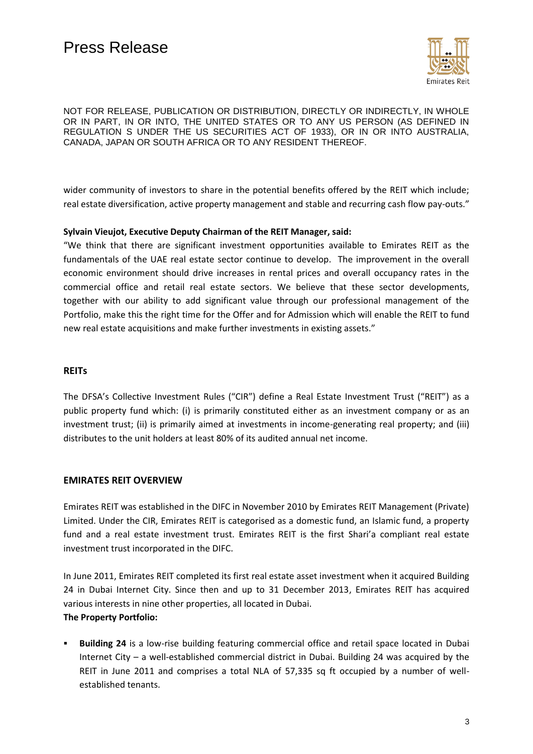wider community of investors to share in the potential benefits offered by the REIT which include; real estate diversification, active property management and stable and recurring cash flow pay-outs."

**Sylvain Vieujot, Executive Deputy Chairman of the REIT Manager, said:**

"We think that there are significant investment opportunities available to Emirates REIT as the fundamentals of the UAE real estate sector continue to develop. The improvement in the overall economic environment should drive increases in rental prices and overall occupancy rates in the commercial office and retail real estate sectors. We believe that these sector developments, together with our ability to add significant value through our professional management of the Portfolio, make this the right time for the Offer and for Admission which will enable the REIT to fund new real estate acquisitions and make further investments in existing assets."

## REITs

The DFSA's Collective Investment Rules ("CIR") define a Real Estate Investment Trust ("REIT") as a public property fund which: (i) is primarily constituted either as an investment company or as an investment trust; (ii) is primarily aimed at investments in income-generating real property; and (iii) distributes to the unit holders at least 80% of its audited annual net income.

## EMIRATES REIT OVERVIEW

Emirates REIT was established in the DIFC in November 2010 by Emirates REIT Management (Private) Limited. Under the CIR, Emirates REIT is categorised as a domestic fund, an Islamic fund, a property fund and a real estate investment trust. Emirates REIT is the first Shari'a compliant real estate investment trust incorporated in the DIFC.

In June 2011, Emirates REIT completed its first real estate asset investment when it acquired Building 24 in Dubai Internet City. Since then and up to 31 December 2013, Emirates REIT has acquired various interests in nine other properties, all located in Dubai.

**The Property Portfolio:**

- **Building 24** is a low-rise building featuring commercial office and retail space located in Dubai Internet City – a well-established commercial district in Dubai. Building 24 was acquired by the REIT in June 2011 and comprises a total NLA of 57,335 sq ft occupied by a number of well-established tenants.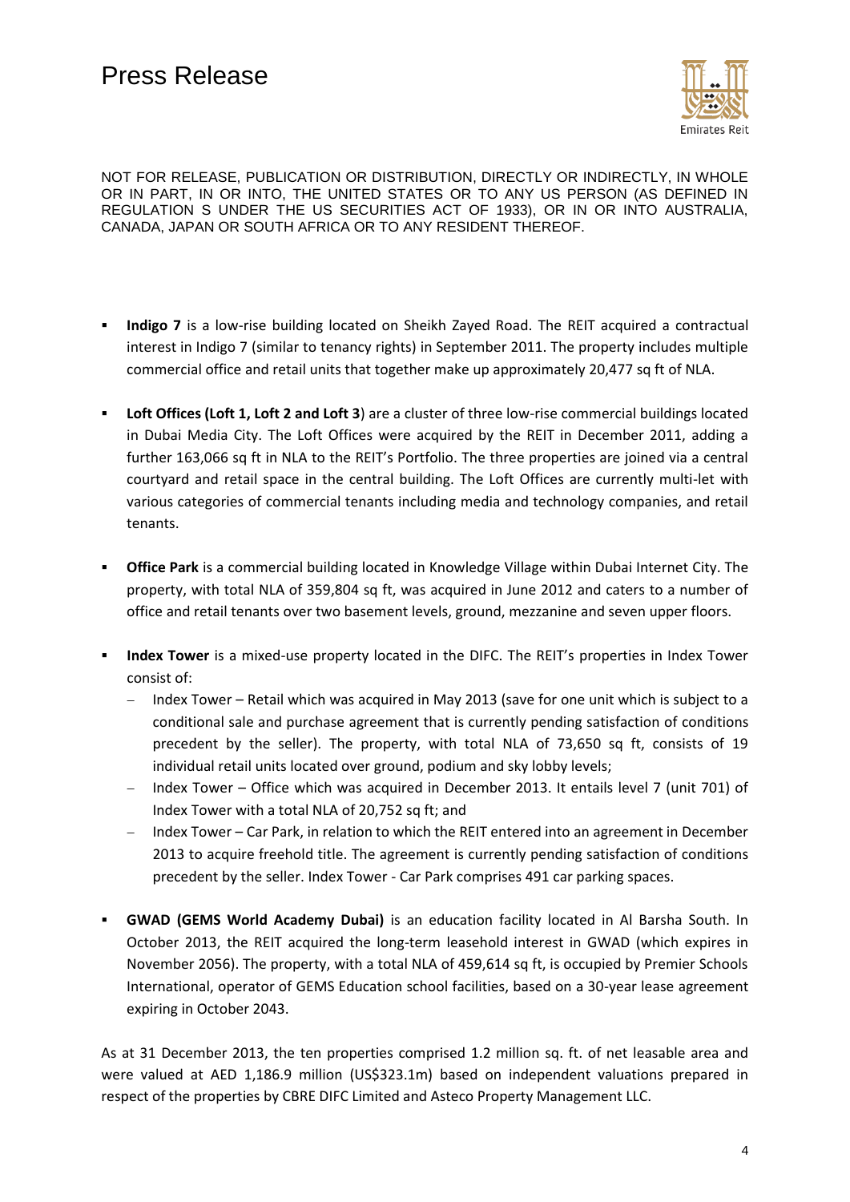NOT FOR RELEASE, PUBLICATION OR DISTRIBUTION, DIRECTLY OR INDIRECTLY, IN WHOLE OR IN PART, IN OR INTO, THE UNITED STATES OR TO ANY US PERSON (AS DEFINED IN REGULATION S UNDER THE US SECURITIES ACT OF 1933), OR IN OR INTO AUSTRALIA, CANADA, JAPAN OR SOUTH AFRICA OR TO ANY RESIDENT THEREOF.

- **Indigo 7** is a low-rise building located on Sheikh Zayed Road. The REIT acquired a contractual interest in Indigo 7 (similar to tenancy rights) in September 2011. The property includes multiple commercial office and retail units that together make up approximately 20,477 sq ft of NLA.

- **Loft Offices (Loft 1, Loft 2 and Loft 3**) are a cluster of three low-rise commercial buildings located in Dubai Media City. The Loft Offices were acquired by the REIT in December 2011, adding a further 163,066 sq ft in NLA to the REIT's Portfolio. The three properties are joined via a central courtyard and retail space in the central building. The Loft Offices are currently multi-let with various categories of commercial tenants including media and technology companies, and retail tenants.

- **Office Park** is a commercial building located in Knowledge Village within Dubai Internet City. The property, with total NLA of 359,804 sq ft, was acquired in June 2012 and caters to a number of office and retail tenants over two basement levels, ground, mezzanine and seven upper floors.

- **Index Tower** is a mixed-use property located in the DIFC. The REIT's properties in Index Tower consist of:
  - Index Tower – Retail which was acquired in May 2013 (save for one unit which is subject to a conditional sale and purchase agreement that is currently pending satisfaction of conditions precedent by the seller). The property, with total NLA of 73,650 sq ft, consists of 19 individual retail units located over ground, podium and sky lobby levels;
  - Index Tower – Office which was acquired in December 2013. It entails level 7 (unit 701) of Index Tower with a total NLA of 20,752 sq ft; and
  - Index Tower – Car Park, in relation to which the REIT entered into an agreement in December 2013 to acquire freehold title. The agreement is currently pending satisfaction of conditions precedent by the seller. Index Tower - Car Park comprises 491 car parking spaces.

- **GWAD (GEMS World Academy Dubai)** is an education facility located in Al Barsha South. In October 2013, the REIT acquired the long-term leasehold interest in GWAD (which expires in November 2056). The property, with a total NLA of 459,614 sq ft, is occupied by Premier Schools International, operator of GEMS Education school facilities, based on a 30-year lease agreement expiring in October 2043.

As at 31 December 2013, the ten properties comprised 1.2 million sq. ft. of net leasable area and were valued at AED 1,186.9 million (US$323.1m) based on independent valuations prepared in respect of the properties by CBRE DIFC Limited and Asteco Property Management LLC.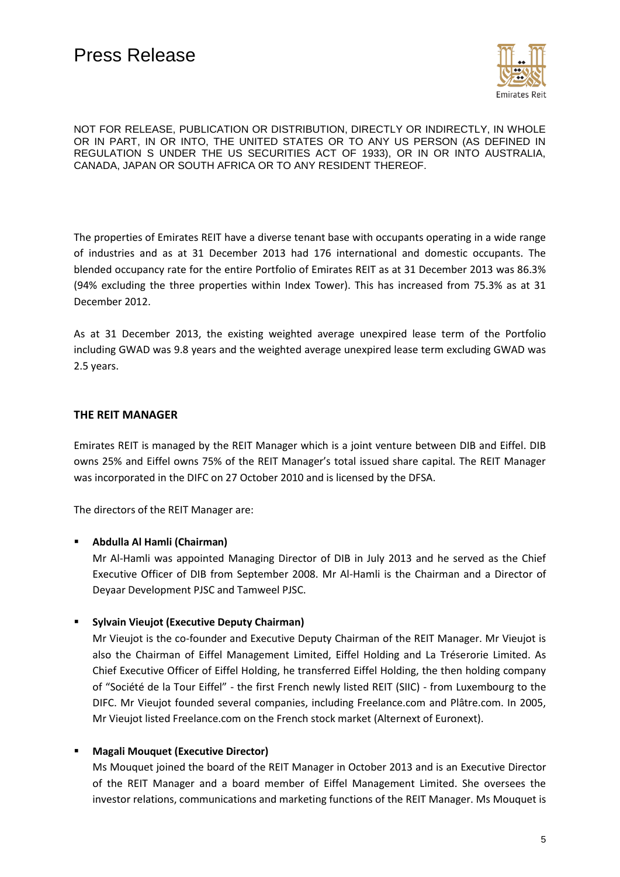NOT FOR RELEASE, PUBLICATION OR DISTRIBUTION, DIRECTLY OR INDIRECTLY, IN WHOLE OR IN PART, IN OR INTO, THE UNITED STATES OR TO ANY US PERSON (AS DEFINED IN REGULATION S UNDER THE US SECURITIES ACT OF 1933), OR IN OR INTO AUSTRALIA, CANADA, JAPAN OR SOUTH AFRICA OR TO ANY RESIDENT THEREOF.

The properties of Emirates REIT have a diverse tenant base with occupants operating in a wide range of industries and as at 31 December 2013 had 176 international and domestic occupants. The blended occupancy rate for the entire Portfolio of Emirates REIT as at 31 December 2013 was 86.3% (94% excluding the three properties within Index Tower). This has increased from 75.3% as at 31 December 2012.

As at 31 December 2013, the existing weighted average unexpired lease term of the Portfolio including GWAD was 9.8 years and the weighted average unexpired lease term excluding GWAD was 2.5 years.

## THE REIT MANAGER

Emirates REIT is managed by the REIT Manager which is a joint venture between DIB and Eiffel. DIB owns 25% and Eiffel owns 75% of the REIT Manager's total issued share capital. The REIT Manager was incorporated in the DIFC on 27 October 2010 and is licensed by the DFSA.

The directors of the REIT Manager are:

- **Abdulla Al Hamli (Chairman)**
  Mr Al-Hamli was appointed Managing Director of DIB in July 2013 and he served as the Chief Executive Officer of DIB from September 2008. Mr Al-Hamli is the Chairman and a Director of Deyaar Development PJSC and Tamweel PJSC.

- **Sylvain Vieujot (Executive Deputy Chairman)**
  Mr Vieujot is the co-founder and Executive Deputy Chairman of the REIT Manager. Mr Vieujot is also the Chairman of Eiffel Management Limited, Eiffel Holding and La Tréserorie Limited. As Chief Executive Officer of Eiffel Holding, he transferred Eiffel Holding, the then holding company of "Société de la Tour Eiffel" - the first French newly listed REIT (SIIC) - from Luxembourg to the DIFC. Mr Vieujot founded several companies, including Freelance.com and Plâtre.com. In 2005, Mr Vieujot listed Freelance.com on the French stock market (Alternext of Euronext).

- **Magali Mouquet (Executive Director)**
  Ms Mouquet joined the board of the REIT Manager in October 2013 and is an Executive Director of the REIT Manager and a board member of Eiffel Management Limited. She oversees the investor relations, communications and marketing functions of the REIT Manager. Ms Mouquet is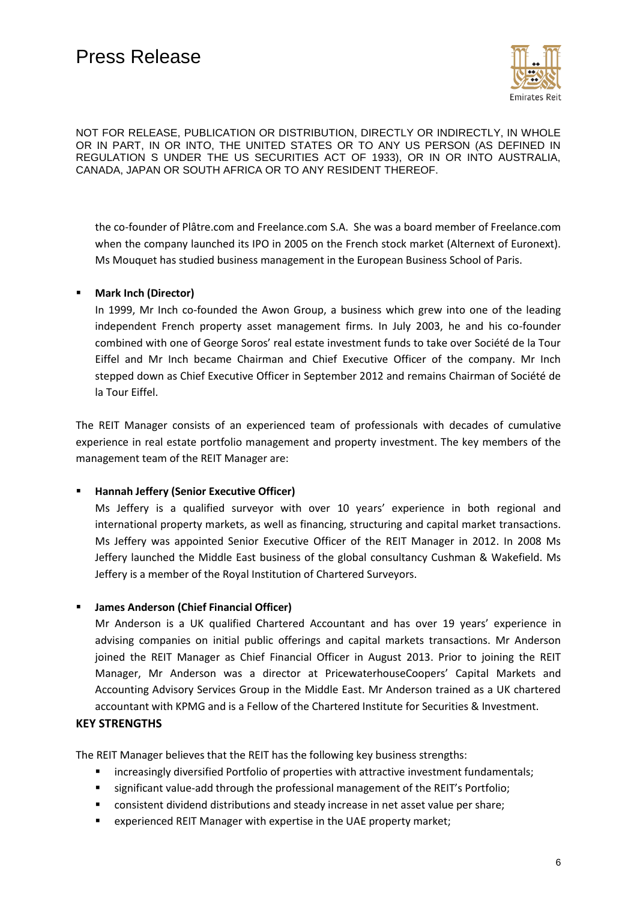the co-founder of Plâtre.com and Freelance.com S.A. She was a board member of Freelance.com when the company launched its IPO in 2005 on the French stock market (Alternext of Euronext). Ms Mouquet has studied business management in the European Business School of Paris.

- **Mark Inch (Director)**
  In 1999, Mr Inch co-founded the Awon Group, a business which grew into one of the leading independent French property asset management firms. In July 2003, he and his co-founder combined with one of George Soros' real estate investment funds to take over Société de la Tour Eiffel and Mr Inch became Chairman and Chief Executive Officer of the company. Mr Inch stepped down as Chief Executive Officer in September 2012 and remains Chairman of Société de la Tour Eiffel.

The REIT Manager consists of an experienced team of professionals with decades of cumulative experience in real estate portfolio management and property investment. The key members of the management team of the REIT Manager are:

- **Hannah Jeffery (Senior Executive Officer)**
  Ms Jeffery is a qualified surveyor with over 10 years' experience in both regional and international property markets, as well as financing, structuring and capital market transactions. Ms Jeffery was appointed Senior Executive Officer of the REIT Manager in 2012. In 2008 Ms Jeffery launched the Middle East business of the global consultancy Cushman & Wakefield. Ms Jeffery is a member of the Royal Institution of Chartered Surveyors.

- **James Anderson (Chief Financial Officer)**
  Mr Anderson is a UK qualified Chartered Accountant and has over 19 years' experience in advising companies on initial public offerings and capital markets transactions. Mr Anderson joined the REIT Manager as Chief Financial Officer in August 2013. Prior to joining the REIT Manager, Mr Anderson was a director at PricewaterhouseCoopers' Capital Markets and Accounting Advisory Services Group in the Middle East. Mr Anderson trained as a UK chartered accountant with KPMG and is a Fellow of the Chartered Institute for Securities & Investment.

**KEY STRENGTHS**

The REIT Manager believes that the REIT has the following key business strengths:

- increasingly diversified Portfolio of properties with attractive investment fundamentals;
- significant value-add through the professional management of the REIT's Portfolio;
- consistent dividend distributions and steady increase in net asset value per share;
- experienced REIT Manager with expertise in the UAE property market;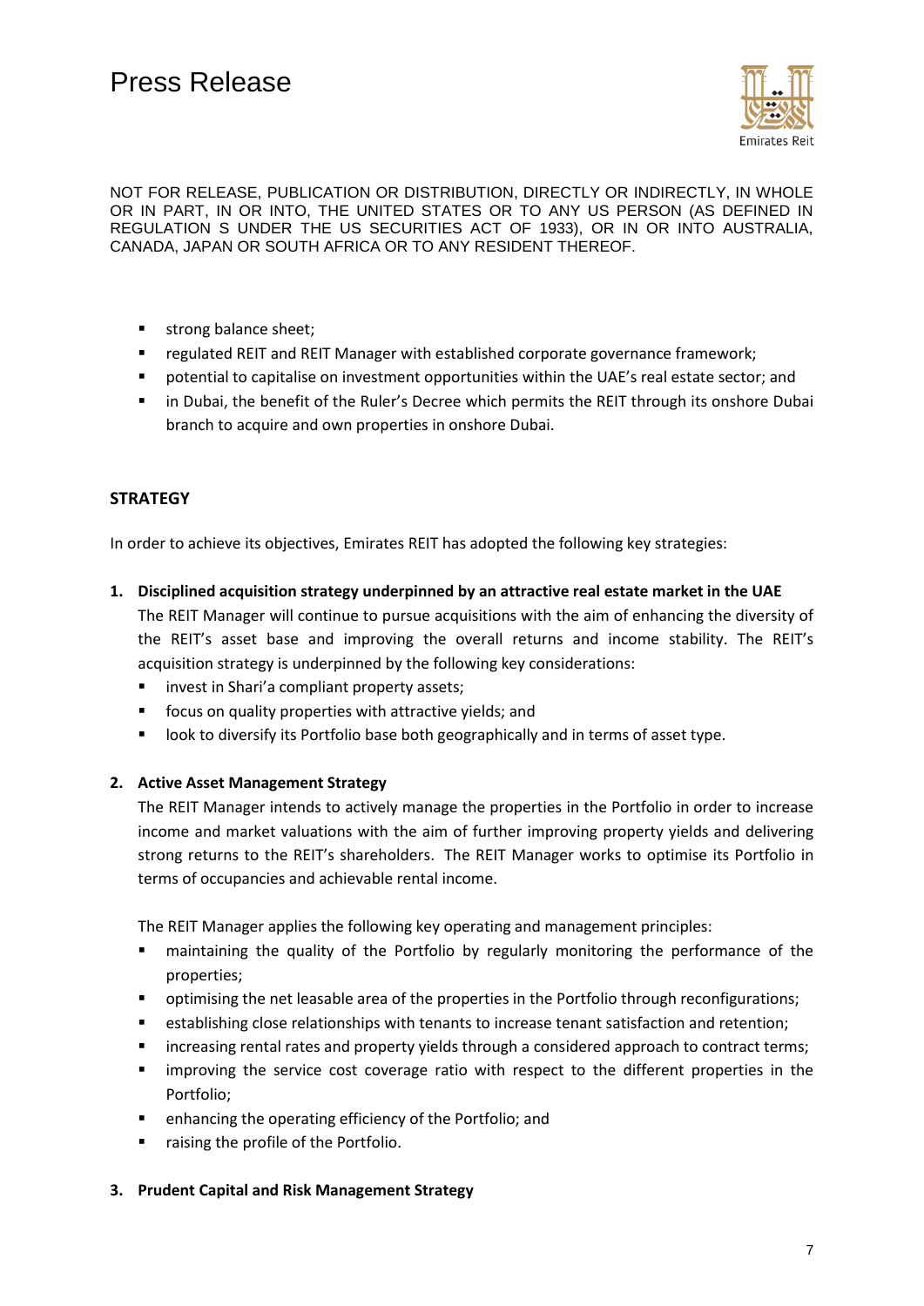NOT FOR RELEASE, PUBLICATION OR DISTRIBUTION, DIRECTLY OR INDIRECTLY, IN WHOLE OR IN PART, IN OR INTO, THE UNITED STATES OR TO ANY US PERSON (AS DEFINED IN REGULATION S UNDER THE US SECURITIES ACT OF 1933), OR IN OR INTO AUSTRALIA, CANADA, JAPAN OR SOUTH AFRICA OR TO ANY RESIDENT THEREOF.

- strong balance sheet;
- regulated REIT and REIT Manager with established corporate governance framework;
- potential to capitalise on investment opportunities within the UAE's real estate sector; and
- in Dubai, the benefit of the Ruler's Decree which permits the REIT through its onshore Dubai branch to acquire and own properties in onshore Dubai.

## STRATEGY

In order to achieve its objectives, Emirates REIT has adopted the following key strategies:

1. **Disciplined acquisition strategy underpinned by an attractive real estate market in the UAE**
   The REIT Manager will continue to pursue acquisitions with the aim of enhancing the diversity of the REIT's asset base and improving the overall returns and income stability. The REIT's acquisition strategy is underpinned by the following key considerations:
   - invest in Shari'a compliant property assets;
   - focus on quality properties with attractive yields; and
   - look to diversify its Portfolio base both geographically and in terms of asset type.

2. **Active Asset Management Strategy**
   The REIT Manager intends to actively manage the properties in the Portfolio in order to increase income and market valuations with the aim of further improving property yields and delivering strong returns to the REIT's shareholders. The REIT Manager works to optimise its Portfolio in terms of occupancies and achievable rental income.

   The REIT Manager applies the following key operating and management principles:
   - maintaining the quality of the Portfolio by regularly monitoring the performance of the properties;
   - optimising the net leasable area of the properties in the Portfolio through reconfigurations;
   - establishing close relationships with tenants to increase tenant satisfaction and retention;
   - increasing rental rates and property yields through a considered approach to contract terms;
   - improving the service cost coverage ratio with respect to the different properties in the Portfolio;
   - enhancing the operating efficiency of the Portfolio; and
   - raising the profile of the Portfolio.

3. **Prudent Capital and Risk Management Strategy**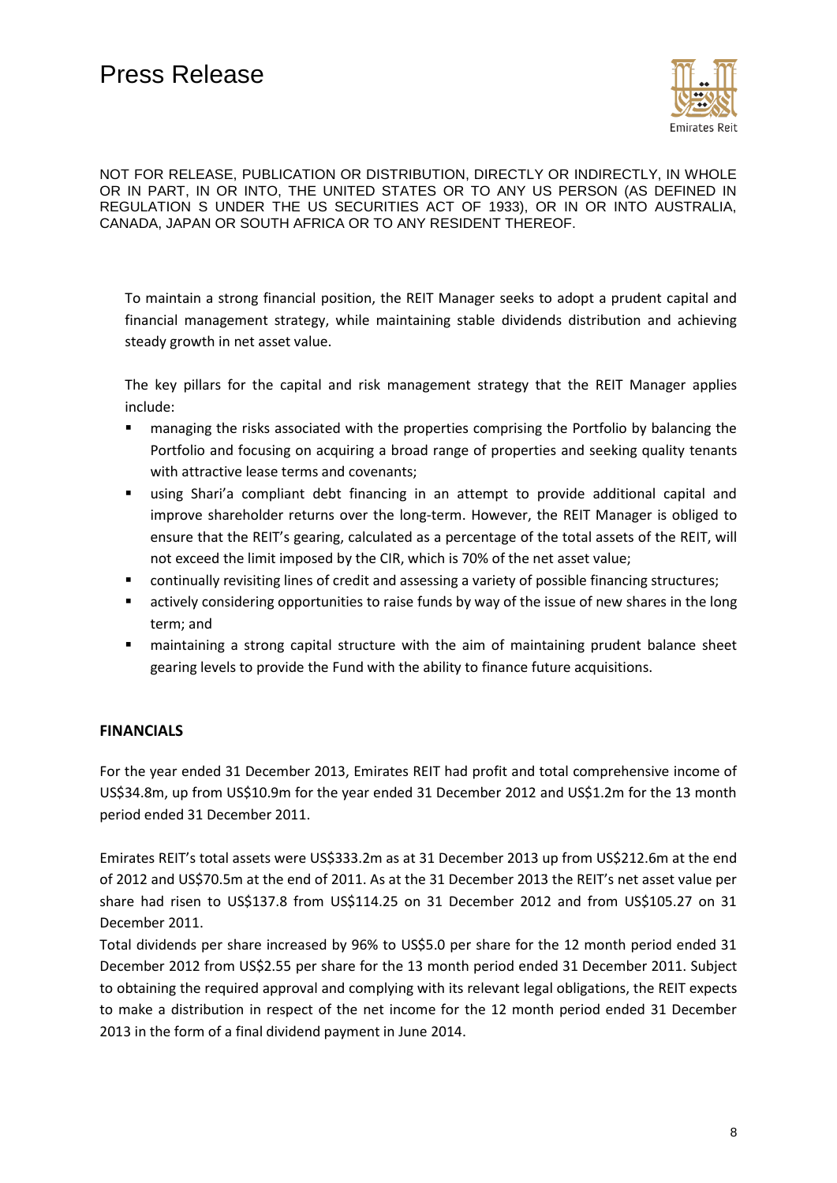NOT FOR RELEASE, PUBLICATION OR DISTRIBUTION, DIRECTLY OR INDIRECTLY, IN WHOLE OR IN PART, IN OR INTO, THE UNITED STATES OR TO ANY US PERSON (AS DEFINED IN REGULATION S UNDER THE US SECURITIES ACT OF 1933), OR IN OR INTO AUSTRALIA, CANADA, JAPAN OR SOUTH AFRICA OR TO ANY RESIDENT THEREOF.

To maintain a strong financial position, the REIT Manager seeks to adopt a prudent capital and financial management strategy, while maintaining stable dividends distribution and achieving steady growth in net asset value.

The key pillars for the capital and risk management strategy that the REIT Manager applies include:

- managing the risks associated with the properties comprising the Portfolio by balancing the Portfolio and focusing on acquiring a broad range of properties and seeking quality tenants with attractive lease terms and covenants;
- using Shari'a compliant debt financing in an attempt to provide additional capital and improve shareholder returns over the long-term. However, the REIT Manager is obliged to ensure that the REIT's gearing, calculated as a percentage of the total assets of the REIT, will not exceed the limit imposed by the CIR, which is 70% of the net asset value;
- continually revisiting lines of credit and assessing a variety of possible financing structures;
- actively considering opportunities to raise funds by way of the issue of new shares in the long term; and
- maintaining a strong capital structure with the aim of maintaining prudent balance sheet gearing levels to provide the Fund with the ability to finance future acquisitions.

## FINANCIALS

For the year ended 31 December 2013, Emirates REIT had profit and total comprehensive income of US$34.8m, up from US$10.9m for the year ended 31 December 2012 and US$1.2m for the 13 month period ended 31 December 2011.

Emirates REIT's total assets were US$333.2m as at 31 December 2013 up from US$212.6m at the end of 2012 and US$70.5m at the end of 2011. As at the 31 December 2013 the REIT's net asset value per share had risen to US$137.8 from US$114.25 on 31 December 2012 and from US$105.27 on 31 December 2011.

Total dividends per share increased by 96% to US$5.0 per share for the 12 month period ended 31 December 2012 from US$2.55 per share for the 13 month period ended 31 December 2011. Subject to obtaining the required approval and complying with its relevant legal obligations, the REIT expects to make a distribution in respect of the net income for the 12 month period ended 31 December 2013 in the form of a final dividend payment in June 2014.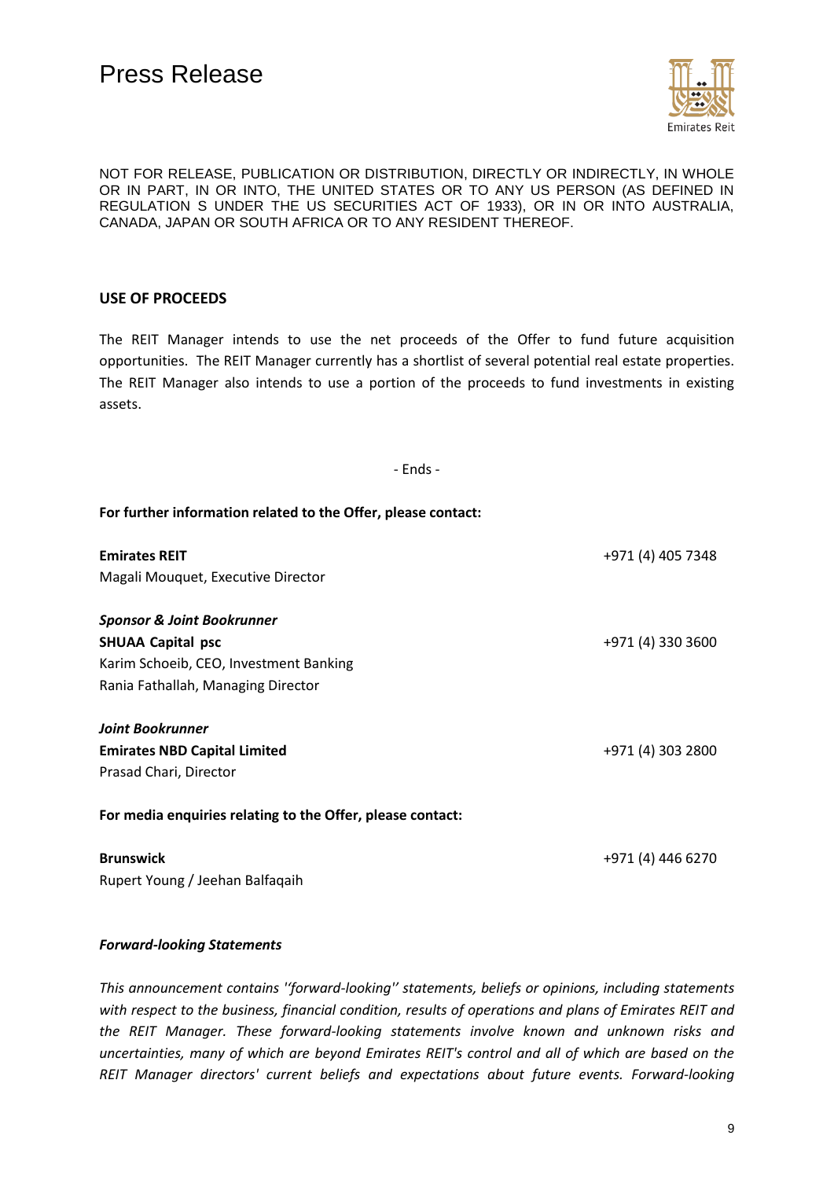NOT FOR RELEASE, PUBLICATION OR DISTRIBUTION, DIRECTLY OR INDIRECTLY, IN WHOLE OR IN PART, IN OR INTO, THE UNITED STATES OR TO ANY US PERSON (AS DEFINED IN REGULATION S UNDER THE US SECURITIES ACT OF 1933), OR IN OR INTO AUSTRALIA, CANADA, JAPAN OR SOUTH AFRICA OR TO ANY RESIDENT THEREOF.

**USE OF PROCEEDS**

The REIT Manager intends to use the net proceeds of the Offer to fund future acquisition opportunities. The REIT Manager currently has a shortlist of several potential real estate properties. The REIT Manager also intends to use a portion of the proceeds to fund investments in existing assets.

- Ends -

**For further information related to the Offer, please contact:**

**Emirates REIT** +971 (4) 405 7348
Magali Mouquet, Executive Director

***Sponsor & Joint Bookrunner***
**SHUAA Capital psc** +971 (4) 330 3600
Karim Schoeib, CEO, Investment Banking
Rania Fathallah, Managing Director

***Joint Bookrunner***
**Emirates NBD Capital Limited** +971 (4) 303 2800
Prasad Chari, Director

**For media enquiries relating to the Offer, please contact:**

**Brunswick** +971 (4) 446 6270
Rupert Young / Jeehan Balfaqaih

***Forward-looking Statements***

*This announcement contains ''forward-looking'' statements, beliefs or opinions, including statements with respect to the business, financial condition, results of operations and plans of Emirates REIT and the REIT Manager. These forward-looking statements involve known and unknown risks and uncertainties, many of which are beyond Emirates REIT's control and all of which are based on the REIT Manager directors' current beliefs and expectations about future events. Forward-looking*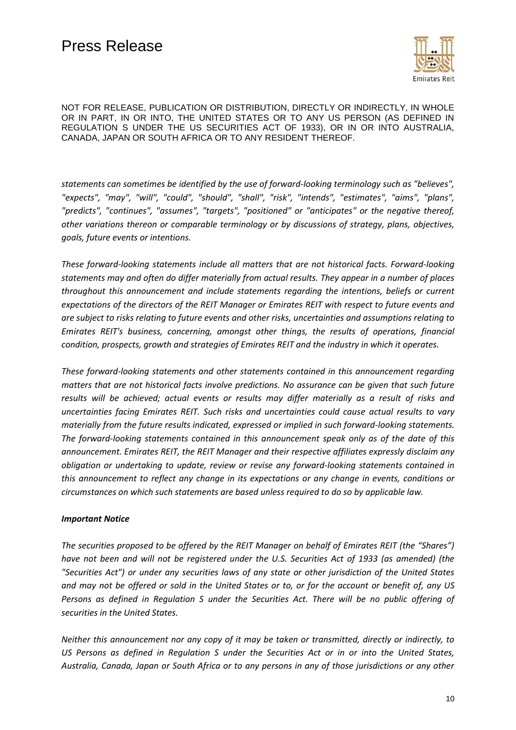NOT FOR RELEASE, PUBLICATION OR DISTRIBUTION, DIRECTLY OR INDIRECTLY, IN WHOLE OR IN PART, IN OR INTO, THE UNITED STATES OR TO ANY US PERSON (AS DEFINED IN REGULATION S UNDER THE US SECURITIES ACT OF 1933), OR IN OR INTO AUSTRALIA, CANADA, JAPAN OR SOUTH AFRICA OR TO ANY RESIDENT THEREOF.

*statements can sometimes be identified by the use of forward-looking terminology such as "believes", "expects", "may", "will", "could", "should", "shall", "risk", "intends", "estimates", "aims", "plans", "predicts", "continues", "assumes", "targets", "positioned" or "anticipates" or the negative thereof, other variations thereon or comparable terminology or by discussions of strategy, plans, objectives, goals, future events or intentions.*

*These forward-looking statements include all matters that are not historical facts. Forward-looking statements may and often do differ materially from actual results. They appear in a number of places throughout this announcement and include statements regarding the intentions, beliefs or current expectations of the directors of the REIT Manager or Emirates REIT with respect to future events and are subject to risks relating to future events and other risks, uncertainties and assumptions relating to Emirates REIT's business, concerning, amongst other things, the results of operations, financial condition, prospects, growth and strategies of Emirates REIT and the industry in which it operates.*

*These forward-looking statements and other statements contained in this announcement regarding matters that are not historical facts involve predictions. No assurance can be given that such future results will be achieved; actual events or results may differ materially as a result of risks and uncertainties facing Emirates REIT. Such risks and uncertainties could cause actual results to vary materially from the future results indicated, expressed or implied in such forward-looking statements. The forward-looking statements contained in this announcement speak only as of the date of this announcement. Emirates REIT, the REIT Manager and their respective affiliates expressly disclaim any obligation or undertaking to update, review or revise any forward-looking statements contained in this announcement to reflect any change in its expectations or any change in events, conditions or circumstances on which such statements are based unless required to do so by applicable law.*

***Important Notice***

*The securities proposed to be offered by the REIT Manager on behalf of Emirates REIT (the "Shares") have not been and will not be registered under the U.S. Securities Act of 1933 (as amended) (the "Securities Act") or under any securities laws of any state or other jurisdiction of the United States and may not be offered or sold in the United States or to, or for the account or benefit of, any US Persons as defined in Regulation S under the Securities Act. There will be no public offering of securities in the United States.*

*Neither this announcement nor any copy of it may be taken or transmitted, directly or indirectly, to US Persons as defined in Regulation S under the Securities Act or in or into the United States, Australia, Canada, Japan or South Africa or to any persons in any of those jurisdictions or any other*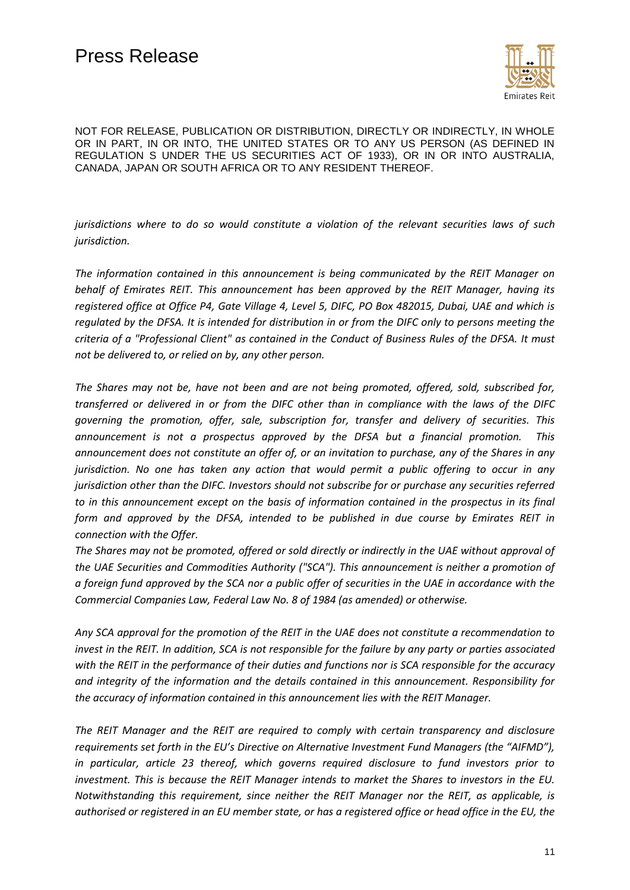NOT FOR RELEASE, PUBLICATION OR DISTRIBUTION, DIRECTLY OR INDIRECTLY, IN WHOLE OR IN PART, IN OR INTO, THE UNITED STATES OR TO ANY US PERSON (AS DEFINED IN REGULATION S UNDER THE US SECURITIES ACT OF 1933), OR IN OR INTO AUSTRALIA, CANADA, JAPAN OR SOUTH AFRICA OR TO ANY RESIDENT THEREOF.

*jurisdictions where to do so would constitute a violation of the relevant securities laws of such jurisdiction.*

*The information contained in this announcement is being communicated by the REIT Manager on behalf of Emirates REIT. This announcement has been approved by the REIT Manager, having its registered office at Office P4, Gate Village 4, Level 5, DIFC, PO Box 482015, Dubai, UAE and which is regulated by the DFSA. It is intended for distribution in or from the DIFC only to persons meeting the criteria of a "Professional Client" as contained in the Conduct of Business Rules of the DFSA. It must not be delivered to, or relied on by, any other person.*

*The Shares may not be, have not been and are not being promoted, offered, sold, subscribed for, transferred or delivered in or from the DIFC other than in compliance with the laws of the DIFC governing the promotion, offer, sale, subscription for, transfer and delivery of securities. This announcement is not a prospectus approved by the DFSA but a financial promotion. This announcement does not constitute an offer of, or an invitation to purchase, any of the Shares in any jurisdiction. No one has taken any action that would permit a public offering to occur in any jurisdiction other than the DIFC. Investors should not subscribe for or purchase any securities referred to in this announcement except on the basis of information contained in the prospectus in its final form and approved by the DFSA, intended to be published in due course by Emirates REIT in connection with the Offer.*

*The Shares may not be promoted, offered or sold directly or indirectly in the UAE without approval of the UAE Securities and Commodities Authority ("SCA"). This announcement is neither a promotion of a foreign fund approved by the SCA nor a public offer of securities in the UAE in accordance with the Commercial Companies Law, Federal Law No. 8 of 1984 (as amended) or otherwise.*

*Any SCA approval for the promotion of the REIT in the UAE does not constitute a recommendation to invest in the REIT. In addition, SCA is not responsible for the failure by any party or parties associated with the REIT in the performance of their duties and functions nor is SCA responsible for the accuracy and integrity of the information and the details contained in this announcement. Responsibility for the accuracy of information contained in this announcement lies with the REIT Manager.*

*The REIT Manager and the REIT are required to comply with certain transparency and disclosure requirements set forth in the EU's Directive on Alternative Investment Fund Managers (the "AIFMD"), in particular, article 23 thereof, which governs required disclosure to fund investors prior to investment. This is because the REIT Manager intends to market the Shares to investors in the EU. Notwithstanding this requirement, since neither the REIT Manager nor the REIT, as applicable, is authorised or registered in an EU member state, or has a registered office or head office in the EU, the*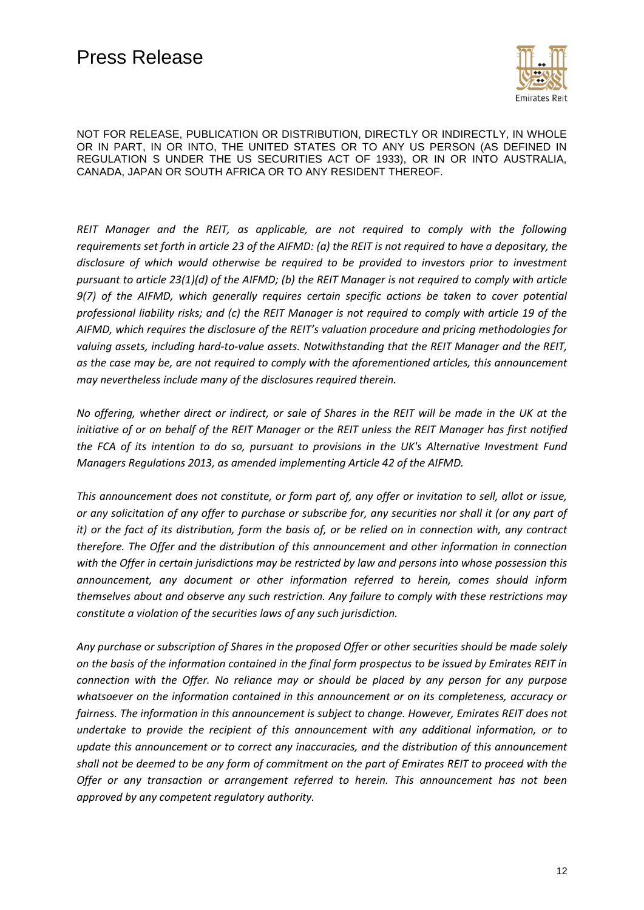NOT FOR RELEASE, PUBLICATION OR DISTRIBUTION, DIRECTLY OR INDIRECTLY, IN WHOLE OR IN PART, IN OR INTO, THE UNITED STATES OR TO ANY US PERSON (AS DEFINED IN REGULATION S UNDER THE US SECURITIES ACT OF 1933), OR IN OR INTO AUSTRALIA, CANADA, JAPAN OR SOUTH AFRICA OR TO ANY RESIDENT THEREOF.

*REIT Manager and the REIT, as applicable, are not required to comply with the following requirements set forth in article 23 of the AIFMD: (a) the REIT is not required to have a depositary, the disclosure of which would otherwise be required to be provided to investors prior to investment pursuant to article 23(1)(d) of the AIFMD; (b) the REIT Manager is not required to comply with article 9(7) of the AIFMD, which generally requires certain specific actions be taken to cover potential professional liability risks; and (c) the REIT Manager is not required to comply with article 19 of the AIFMD, which requires the disclosure of the REIT's valuation procedure and pricing methodologies for valuing assets, including hard-to-value assets. Notwithstanding that the REIT Manager and the REIT, as the case may be, are not required to comply with the aforementioned articles, this announcement may nevertheless include many of the disclosures required therein.*

*No offering, whether direct or indirect, or sale of Shares in the REIT will be made in the UK at the initiative of or on behalf of the REIT Manager or the REIT unless the REIT Manager has first notified the FCA of its intention to do so, pursuant to provisions in the UK's Alternative Investment Fund Managers Regulations 2013, as amended implementing Article 42 of the AIFMD.*

*This announcement does not constitute, or form part of, any offer or invitation to sell, allot or issue, or any solicitation of any offer to purchase or subscribe for, any securities nor shall it (or any part of it) or the fact of its distribution, form the basis of, or be relied on in connection with, any contract therefore. The Offer and the distribution of this announcement and other information in connection with the Offer in certain jurisdictions may be restricted by law and persons into whose possession this announcement, any document or other information referred to herein, comes should inform themselves about and observe any such restriction. Any failure to comply with these restrictions may constitute a violation of the securities laws of any such jurisdiction.*

*Any purchase or subscription of Shares in the proposed Offer or other securities should be made solely on the basis of the information contained in the final form prospectus to be issued by Emirates REIT in connection with the Offer. No reliance may or should be placed by any person for any purpose whatsoever on the information contained in this announcement or on its completeness, accuracy or fairness. The information in this announcement is subject to change. However, Emirates REIT does not undertake to provide the recipient of this announcement with any additional information, or to update this announcement or to correct any inaccuracies, and the distribution of this announcement shall not be deemed to be any form of commitment on the part of Emirates REIT to proceed with the Offer or any transaction or arrangement referred to herein. This announcement has not been approved by any competent regulatory authority.*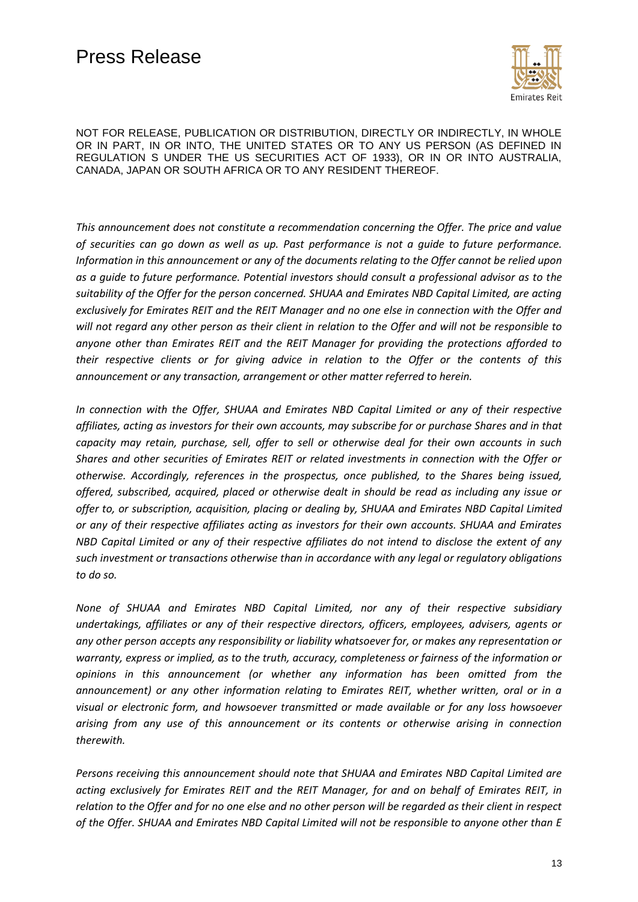NOT FOR RELEASE, PUBLICATION OR DISTRIBUTION, DIRECTLY OR INDIRECTLY, IN WHOLE OR IN PART, IN OR INTO, THE UNITED STATES OR TO ANY US PERSON (AS DEFINED IN REGULATION S UNDER THE US SECURITIES ACT OF 1933), OR IN OR INTO AUSTRALIA, CANADA, JAPAN OR SOUTH AFRICA OR TO ANY RESIDENT THEREOF.

*This announcement does not constitute a recommendation concerning the Offer. The price and value of securities can go down as well as up. Past performance is not a guide to future performance. Information in this announcement or any of the documents relating to the Offer cannot be relied upon as a guide to future performance. Potential investors should consult a professional advisor as to the suitability of the Offer for the person concerned. SHUAA and Emirates NBD Capital Limited, are acting exclusively for Emirates REIT and the REIT Manager and no one else in connection with the Offer and will not regard any other person as their client in relation to the Offer and will not be responsible to anyone other than Emirates REIT and the REIT Manager for providing the protections afforded to their respective clients or for giving advice in relation to the Offer or the contents of this announcement or any transaction, arrangement or other matter referred to herein.*

*In connection with the Offer, SHUAA and Emirates NBD Capital Limited or any of their respective affiliates, acting as investors for their own accounts, may subscribe for or purchase Shares and in that capacity may retain, purchase, sell, offer to sell or otherwise deal for their own accounts in such Shares and other securities of Emirates REIT or related investments in connection with the Offer or otherwise. Accordingly, references in the prospectus, once published, to the Shares being issued, offered, subscribed, acquired, placed or otherwise dealt in should be read as including any issue or offer to, or subscription, acquisition, placing or dealing by, SHUAA and Emirates NBD Capital Limited or any of their respective affiliates acting as investors for their own accounts. SHUAA and Emirates NBD Capital Limited or any of their respective affiliates do not intend to disclose the extent of any such investment or transactions otherwise than in accordance with any legal or regulatory obligations to do so.*

*None of SHUAA and Emirates NBD Capital Limited, nor any of their respective subsidiary undertakings, affiliates or any of their respective directors, officers, employees, advisers, agents or any other person accepts any responsibility or liability whatsoever for, or makes any representation or warranty, express or implied, as to the truth, accuracy, completeness or fairness of the information or opinions in this announcement (or whether any information has been omitted from the announcement) or any other information relating to Emirates REIT, whether written, oral or in a visual or electronic form, and howsoever transmitted or made available or for any loss howsoever arising from any use of this announcement or its contents or otherwise arising in connection therewith.*

*Persons receiving this announcement should note that SHUAA and Emirates NBD Capital Limited are acting exclusively for Emirates REIT and the REIT Manager, for and on behalf of Emirates REIT, in relation to the Offer and for no one else and no other person will be regarded as their client in respect of the Offer. SHUAA and Emirates NBD Capital Limited will not be responsible to anyone other than E*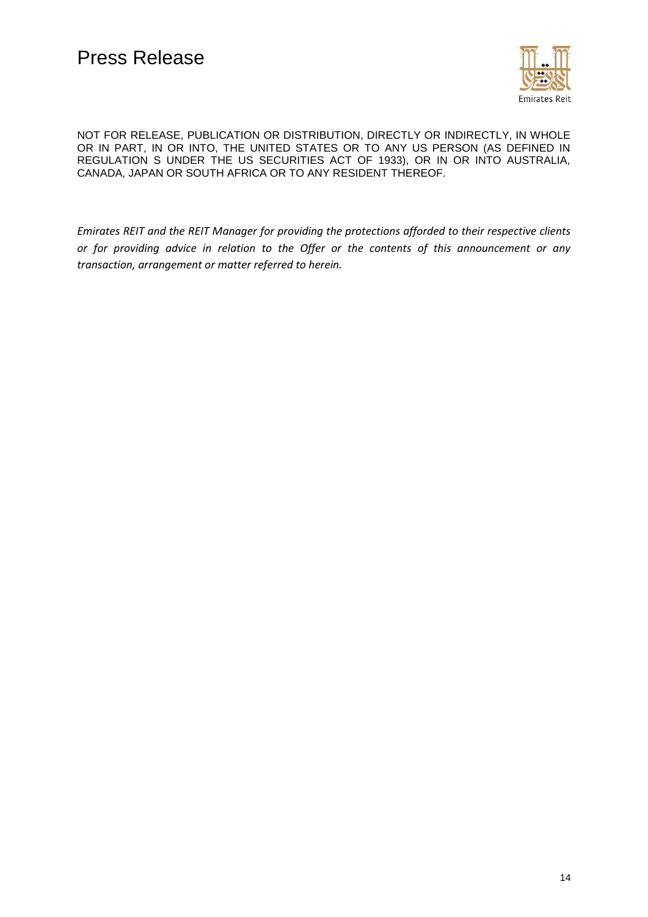NOT FOR RELEASE, PUBLICATION OR DISTRIBUTION, DIRECTLY OR INDIRECTLY, IN WHOLE OR IN PART, IN OR INTO, THE UNITED STATES OR TO ANY US PERSON (AS DEFINED IN REGULATION S UNDER THE US SECURITIES ACT OF 1933), OR IN OR INTO AUSTRALIA, CANADA, JAPAN OR SOUTH AFRICA OR TO ANY RESIDENT THEREOF.

*Emirates REIT and the REIT Manager for providing the protections afforded to their respective clients or for providing advice in relation to the Offer or the contents of this announcement or any transaction, arrangement or matter referred to herein.*